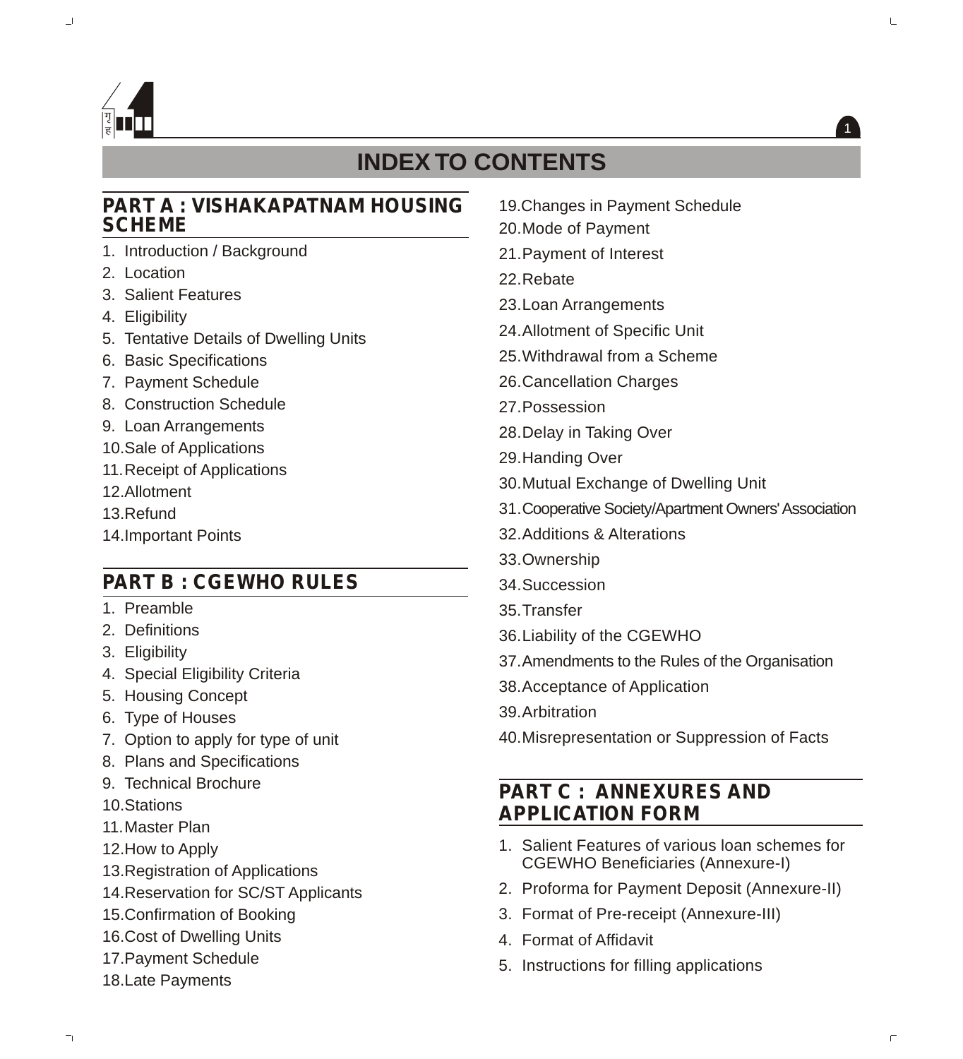# INDEX TO CONTENTS

## PART A : VISHAKAPATNAM HOUSING SCHEME

1. Introduction / Background
2. Location
3. Salient Features
4. Eligibility
5. Tentative Details of Dwelling Units
6. Basic Specifications
7. Payment Schedule
8. Construction Schedule
9. Loan Arrangements
10. Sale of Applications
11. Receipt of Applications
12. Allotment
13. Refund
14. Important Points

## PART B : CGEWHO RULES

1. Preamble
2. Definitions
3. Eligibility
4. Special Eligibility Criteria
5. Housing Concept
6. Type of Houses
7. Option to apply for type of unit
8. Plans and Specifications
9. Technical Brochure
10. Stations
11. Master Plan
12. How to Apply
13. Registration of Applications
14. Reservation for SC/ST Applicants
15. Confirmation of Booking
16. Cost of Dwelling Units
17. Payment Schedule
18. Late Payments
19. Changes in Payment Schedule
20. Mode of Payment
21. Payment of Interest
22. Rebate
23. Loan Arrangements
24. Allotment of Specific Unit
25. Withdrawal from a Scheme
26. Cancellation Charges
27. Possession
28. Delay in Taking Over
29. Handing Over
30. Mutual Exchange of Dwelling Unit
31. Cooperative Society/Apartment Owners' Association
32. Additions & Alterations
33. Ownership
34. Succession
35. Transfer
36. Liability of the CGEWHO
37. Amendments to the Rules of the Organisation
38. Acceptance of Application
39. Arbitration
40. Misrepresentation or Suppression of Facts

## PART C : ANNEXURES AND APPLICATION FORM

1. Salient Features of various loan schemes for CGEWHO Beneficiaries (Annexure-I)
2. Proforma for Payment Deposit (Annexure-II)
3. Format of Pre-receipt (Annexure-III)
4. Format of Affidavit
5. Instructions for filling applications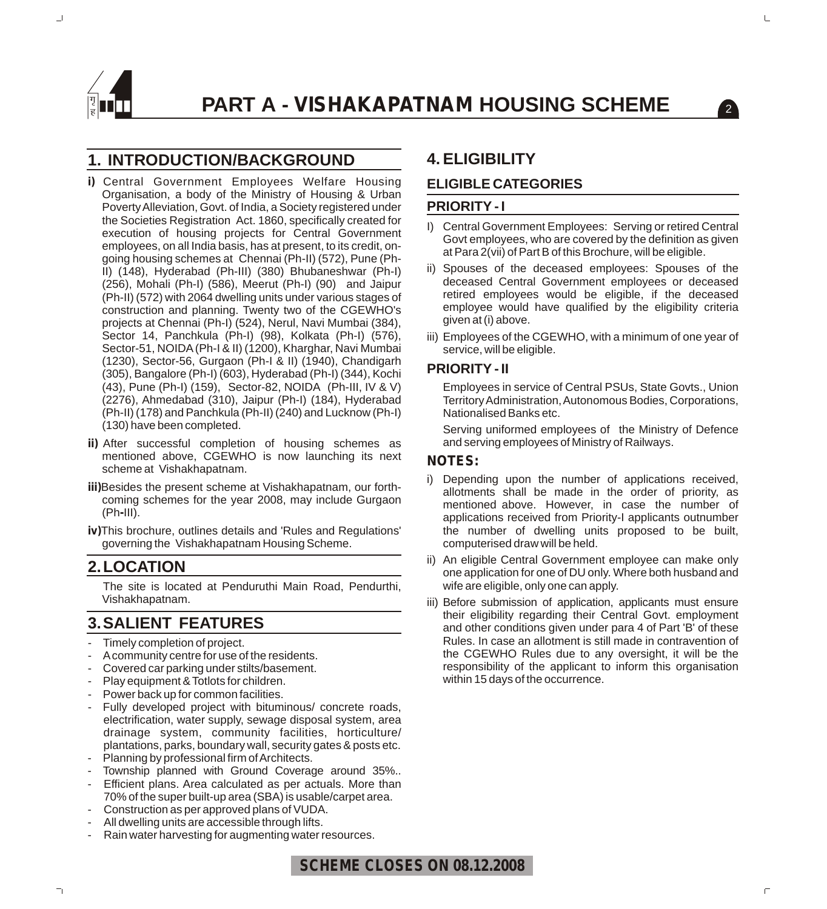# PART A - VISHAKAPATNAM HOUSING SCHEME

## 1. INTRODUCTION/BACKGROUND

**i)** Central Government Employees Welfare Housing Organisation, a body of the Ministry of Housing & Urban Poverty Alleviation, Govt. of India, a Society registered under the Societies Registration Act. 1860, specifically created for execution of housing projects for Central Government employees, on all India basis, has at present, to its credit, on-going housing schemes at Chennai (Ph-II) (572), Pune (Ph-II) (148), Hyderabad (Ph-III) (380) Bhubaneshwar (Ph-I) (256), Mohali (Ph-I) (586), Meerut (Ph-I) (90) and Jaipur (Ph-II) (572) with 2064 dwelling units under various stages of construction and planning. Twenty two of the CGEWHO's projects at Chennai (Ph-I) (524), Nerul, Navi Mumbai (384), Sector 14, Panchkula (Ph-I) (98), Kolkata (Ph-I) (576), Sector-51, NOIDA (Ph-I & II) (1200), Kharghar, Navi Mumbai (1230), Sector-56, Gurgaon (Ph-I & II) (1940), Chandigarh (305), Bangalore (Ph-I) (603), Hyderabad (Ph-I) (344), Kochi (43), Pune (Ph-I) (159), Sector-82, NOIDA (Ph-III, IV & V) (2276), Ahmedabad (310), Jaipur (Ph-I) (184), Hyderabad (Ph-II) (178) and Panchkula (Ph-II) (240) and Lucknow (Ph-I) (130) have been completed.

**ii)** After successful completion of housing schemes as mentioned above, CGEWHO is now launching its next scheme at Vishakhapatnam.

**iii)** Besides the present scheme at Vishakhapatnam, our forth-coming schemes for the year 2008, may include Gurgaon (Ph-III).

**iv)** This brochure, outlines details and 'Rules and Regulations' governing the Vishakhapatnam Housing Scheme.

## 2. LOCATION

The site is located at Penduruthi Main Road, Pendurthi, Vishakhapatnam.

## 3. SALIENT FEATURES

- Timely completion of project.
- A community centre for use of the residents.
- Covered car parking under stilts/basement.
- Play equipment & Totlots for children.
- Power back up for common facilities.
- Fully developed project with bituminous/ concrete roads, electrification, water supply, sewage disposal system, area drainage system, community facilities, horticulture/ plantations, parks, boundary wall, security gates & posts etc.
- Planning by professional firm of Architects.
- Township planned with Ground Coverage around 35%..
- Efficient plans. Area calculated as per actuals. More than 70% of the super built-up area (SBA) is usable/carpet area.
- Construction as per approved plans of VUDA.
- All dwelling units are accessible through lifts.
- Rain water harvesting for augmenting water resources.

## 4. ELIGIBILITY

### ELIGIBLE CATEGORIES

### PRIORITY - I

I) Central Government Employees: Serving or retired Central Govt employees, who are covered by the definition as given at Para 2(vii) of Part B of this Brochure, will be eligible.

ii) Spouses of the deceased employees: Spouses of the deceased Central Government employees or deceased retired employees would be eligible, if the deceased employee would have qualified by the eligibility criteria given at (i) above.

iii) Employees of the CGEWHO, with a minimum of one year of service, will be eligible.

### PRIORITY - II

Employees in service of Central PSUs, State Govts., Union Territory Administration, Autonomous Bodies, Corporations, Nationalised Banks etc.

Serving uniformed employees of the Ministry of Defence and serving employees of Ministry of Railways.

### NOTES:

i) Depending upon the number of applications received, allotments shall be made in the order of priority, as mentioned above. However, in case the number of applications received from Priority-I applicants outnumber the number of dwelling units proposed to be built, computerised draw will be held.

ii) An eligible Central Government employee can make only one application for one of DU only. Where both husband and wife are eligible, only one can apply.

iii) Before submission of application, applicants must ensure their eligibility regarding their Central Govt. employment and other conditions given under para 4 of Part 'B' of these Rules. In case an allotment is still made in contravention of the CGEWHO Rules due to any oversight, it will be the responsibility of the applicant to inform this organisation within 15 days of the occurrence.

**SCHEME CLOSES ON 08.12.2008**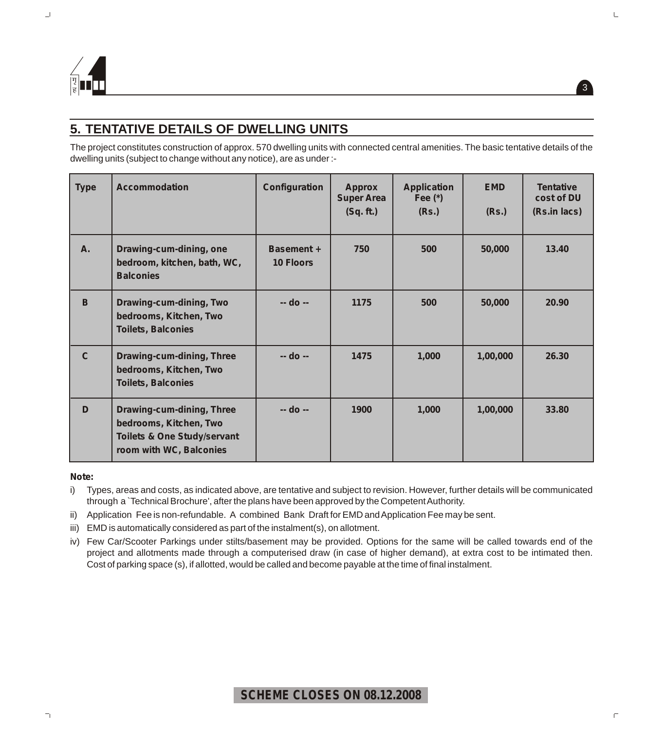## 5. TENTATIVE DETAILS OF DWELLING UNITS

The project constitutes construction of approx. 570 dwelling units with connected central amenities. The basic tentative details of the dwelling units (subject to change without any notice), are as under :-

| Type | Accommodation | Configuration | Approx Super Area (Sq. ft.) | Application Fee (*) (Rs.) | EMD (Rs.) | Tentative cost of DU (Rs.in lacs) |
|---|---|---|---|---|---|---|
| A. | Drawing-cum-dining, one bedroom, kitchen, bath, WC, Balconies | Basement + 10 Floors | 750 | 500 | 50,000 | 13.40 |
| B | Drawing-cum-dining, Two bedrooms, Kitchen, Two Toilets, Balconies | -- do -- | 1175 | 500 | 50,000 | 20.90 |
| C | Drawing-cum-dining, Three bedrooms, Kitchen, Two Toilets, Balconies | -- do -- | 1475 | 1,000 | 1,00,000 | 26.30 |
| D | Drawing-cum-dining, Three bedrooms, Kitchen, Two Toilets & One Study/servant room with WC, Balconies | -- do -- | 1900 | 1,000 | 1,00,000 | 33.80 |

**Note:**

i) Types, areas and costs, as indicated above, are tentative and subject to revision. However, further details will be communicated through a `Technical Brochure', after the plans have been approved by the Competent Authority.

ii) Application Fee is non-refundable. A combined Bank Draft for EMD and Application Fee may be sent.

iii) EMD is automatically considered as part of the instalment(s), on allotment.

iv) Few Car/Scooter Parkings under stilts/basement may be provided. Options for the same will be called towards end of the project and allotments made through a computerised draw (in case of higher demand), at extra cost to be intimated then. Cost of parking space (s), if allotted, would be called and become payable at the time of final instalment.

**SCHEME CLOSES ON 08.12.2008**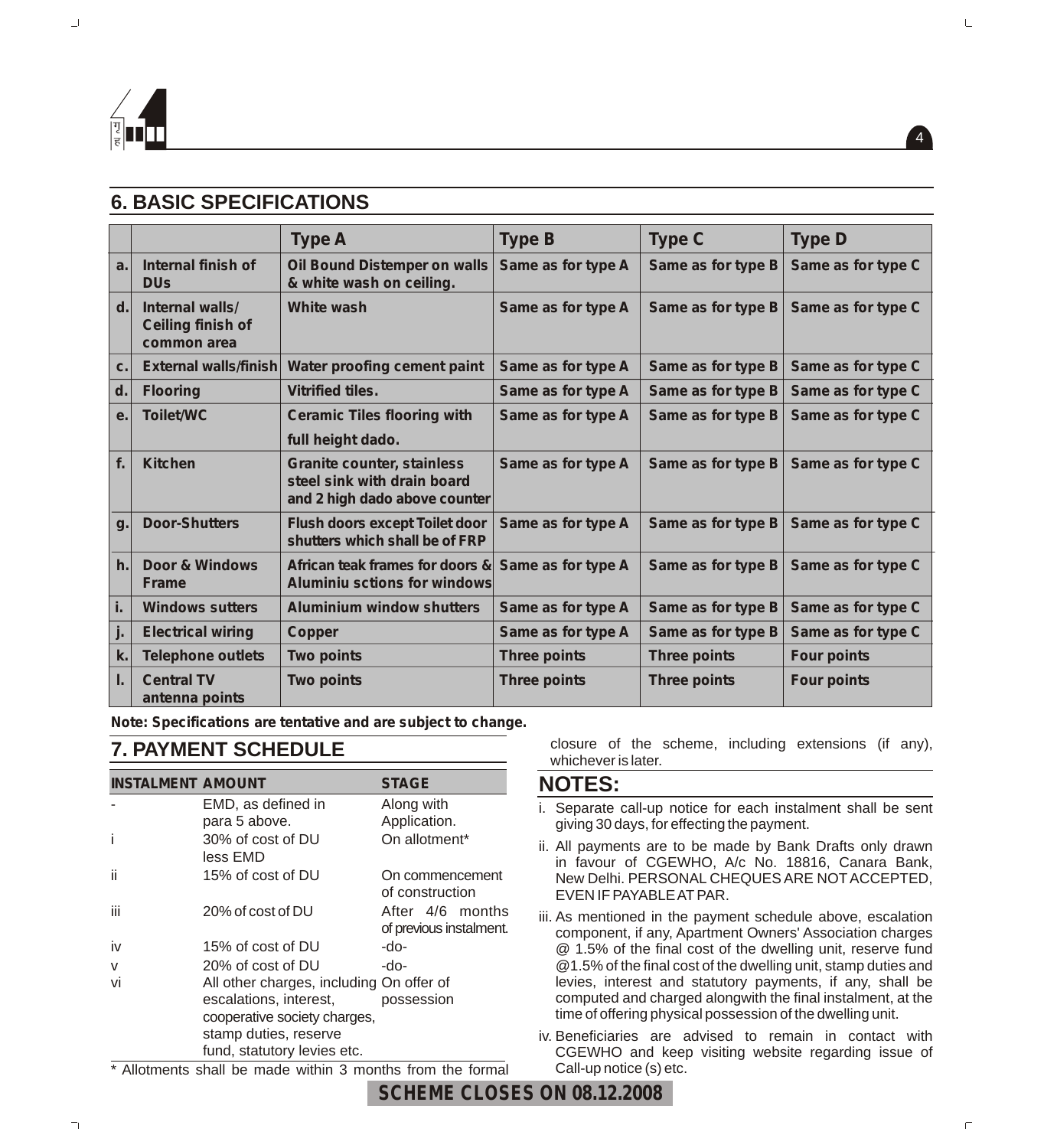## 6. BASIC SPECIFICATIONS

| | | Type A | Type B | Type C | Type D |
|---|---|---|---|---|---|
| a. | Internal finish of DUs | Oil Bound Distemper on walls & white wash on ceiling. | Same as for type A | Same as for type B | Same as for type C |
| d. | Internal walls/ Ceiling finish of common area | White wash | Same as for type A | Same as for type B | Same as for type C |
| c. | External walls/finish | Water proofing cement paint | Same as for type A | Same as for type B | Same as for type C |
| d. | Flooring | Vitrified tiles. | Same as for type A | Same as for type B | Same as for type C |
| e. | Toilet/WC | Ceramic Tiles flooring with full height dado. | Same as for type A | Same as for type B | Same as for type C |
| f. | Kitchen | Granite counter, stainless steel sink with drain board and 2 high dado above counter | Same as for type A | Same as for type B | Same as for type C |
| g. | Door-Shutters | Flush doors except Toilet door shutters which shall be of FRP | Same as for type A | Same as for type B | Same as for type C |
| h. | Door & Windows Frame | African teak frames for doors & Aluminiu sctions for windows | Same as for type A | Same as for type B | Same as for type C |
| i. | Windows sutters | Aluminium window shutters | Same as for type A | Same as for type B | Same as for type C |
| j. | Electrical wiring | Copper | Same as for type A | Same as for type B | Same as for type C |
| k. | Telephone outlets | Two points | Three points | Three points | Four points |
| l. | Central TV antenna points | Two points | Three points | Three points | Four points |

**Note: Specifications are tentative and are subject to change.**

## 7. PAYMENT SCHEDULE

| INSTALMENT | AMOUNT | STAGE |
|---|---|---|
| - | EMD, as defined in para 5 above. | Along with Application. |
| i | 30% of cost of DU less EMD | On allotment* |
| ii | 15% of cost of DU | On commencement of construction |
| iii | 20% of cost of DU | After 4/6 months of previous instalment. |
| iv | 15% of cost of DU | -do- |
| v | 20% of cost of DU | -do- |
| vi | All other charges, including escalations, interest, cooperative society charges, stamp duties, reserve fund, statutory levies etc. | On offer of possession |

\* Allotments shall be made within 3 months from the formal closure of the scheme, including extensions (if any), whichever is later.

## NOTES:

i. Separate call-up notice for each instalment shall be sent giving 30 days, for effecting the payment.

ii. All payments are to be made by Bank Drafts only drawn in favour of CGEWHO, A/c No. 18816, Canara Bank, New Delhi. PERSONAL CHEQUES ARE NOT ACCEPTED, EVEN IF PAYABLE AT PAR.

iii. As mentioned in the payment schedule above, escalation component, if any, Apartment Owners' Association charges @ 1.5% of the final cost of the dwelling unit, reserve fund @1.5% of the final cost of the dwelling unit, stamp duties and levies, interest and statutory payments, if any, shall be computed and charged alongwith the final instalment, at the time of offering physical possession of the dwelling unit.

iv. Beneficiaries are advised to remain in contact with CGEWHO and keep visiting website regarding issue of Call-up notice (s) etc.

**SCHEME CLOSES ON 08.12.2008**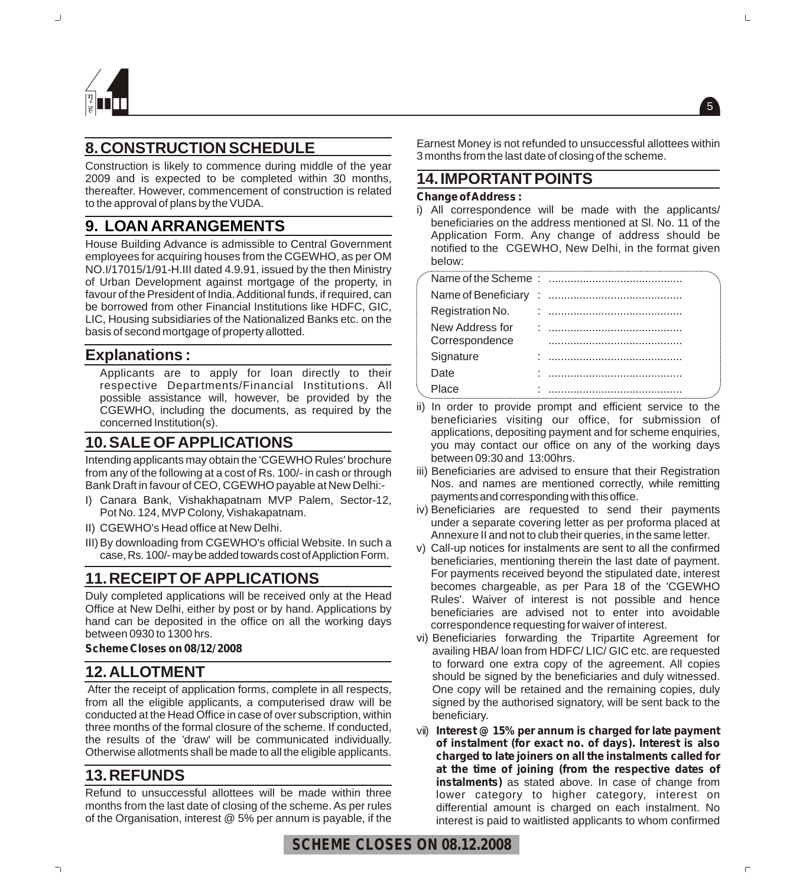## 8. CONSTRUCTION SCHEDULE

Construction is likely to commence during middle of the year 2009 and is expected to be completed within 30 months, thereafter. However, commencement of construction is related to the approval of plans by the VUDA.

## 9. LOAN ARRANGEMENTS

House Building Advance is admissible to Central Government employees for acquiring houses from the CGEWHO, as per OM NO.I/17015/1/91-H.III dated 4.9.91, issued by the then Ministry of Urban Development against mortgage of the property, in favour of the President of India. Additional funds, if required, can be borrowed from other Financial Institutions like HDFC, GIC, LIC, Housing subsidiaries of the Nationalized Banks etc. on the basis of second mortgage of property allotted.

## Explanations :

Applicants are to apply for loan directly to their respective Departments/Financial Institutions. All possible assistance will, however, be provided by the CGEWHO, including the documents, as required by the concerned Institution(s).

## 10. SALE OF APPLICATIONS

Intending applicants may obtain the 'CGEWHO Rules' brochure from any of the following at a cost of Rs. 100/- in cash or through Bank Draft in favour of CEO, CGEWHO payable at New Delhi:-

I) Canara Bank, Vishakhapatnam MVP Palem, Sector-12, Pot No. 124, MVP Colony, Vishakapatnam.

II) CGEWHO's Head office at New Delhi.

III) By downloading from CGEWHO's official Website. In such a case, Rs. 100/- may be added towards cost of Appliction Form.

## 11. RECEIPT OF APPLICATIONS

Duly completed applications will be received only at the Head Office at New Delhi, either by post or by hand. Applications by hand can be deposited in the office on all the working days between 0930 to 1300 hrs.

**Scheme Closes on 08/12/2008**

## 12. ALLOTMENT

After the receipt of application forms, complete in all respects, from all the eligible applicants, a computerised draw will be conducted at the Head Office in case of over subscription, within three months of the formal closure of the scheme. If conducted, the results of the 'draw' will be communicated individually. Otherwise allotments shall be made to all the eligible applicants.

## 13. REFUNDS

Refund to unsuccessful allottees will be made within three months from the last date of closing of the scheme. As per rules of the Organisation, interest @ 5% per annum is payable, if the Earnest Money is not refunded to unsuccessful allottees within 3 months from the last date of closing of the scheme.

## 14. IMPORTANT POINTS

**Change of Address :**

i) All correspondence will be made with the applicants/ beneficiaries on the address mentioned at Sl. No. 11 of the Application Form. Any change of address should be notified to the CGEWHO, New Delhi, in the format given below:

| | | |
|---|---|---|
| Name of the Scheme | : | ........................................... |
| Name of Beneficiary | : | ........................................... |
| Registration No. | : | ........................................... |
| New Address for Correspondence | : | ........................................... ........................................... |
| Signature | : | ........................................... |
| Date | : | ........................................... |
| Place | : | ........................................... |

ii) In order to provide prompt and efficient service to the beneficiaries visiting our office, for submission of applications, depositing payment and for scheme enquiries, you may contact our office on any of the working days between 09:30 and 13:00hrs.

iii) Beneficiaries are advised to ensure that their Registration Nos. and names are mentioned correctly, while remitting payments and corresponding with this office.

iv) Beneficiaries are requested to send their payments under a separate covering letter as per proforma placed at Annexure II and not to club their queries, in the same letter.

v) Call-up notices for instalments are sent to all the confirmed beneficiaries, mentioning therein the last date of payment. For payments received beyond the stipulated date, interest becomes chargeable, as per Para 18 of the 'CGEWHO Rules'. Waiver of interest is not possible and hence beneficiaries are advised not to enter into avoidable correspondence requesting for waiver of interest.

vi) Beneficiaries forwarding the Tripartite Agreement for availing HBA/ loan from HDFC/ LIC/ GIC etc. are requested to forward one extra copy of the agreement. All copies should be signed by the beneficiaries and duly witnessed. One copy will be retained and the remaining copies, duly signed by the authorised signatory, will be sent back to the beneficiary.

vii) **Interest @ 15% per annum is charged for late payment of instalment (for exact no. of days). Interest is also charged to late joiners on all the instalments called for at the time of joining (from the respective dates of instalments)** as stated above. In case of change from lower category to higher category, interest on differential amount is charged on each instalment. No interest is paid to waitlisted applicants to whom confirmed

**SCHEME CLOSES ON 08.12.2008**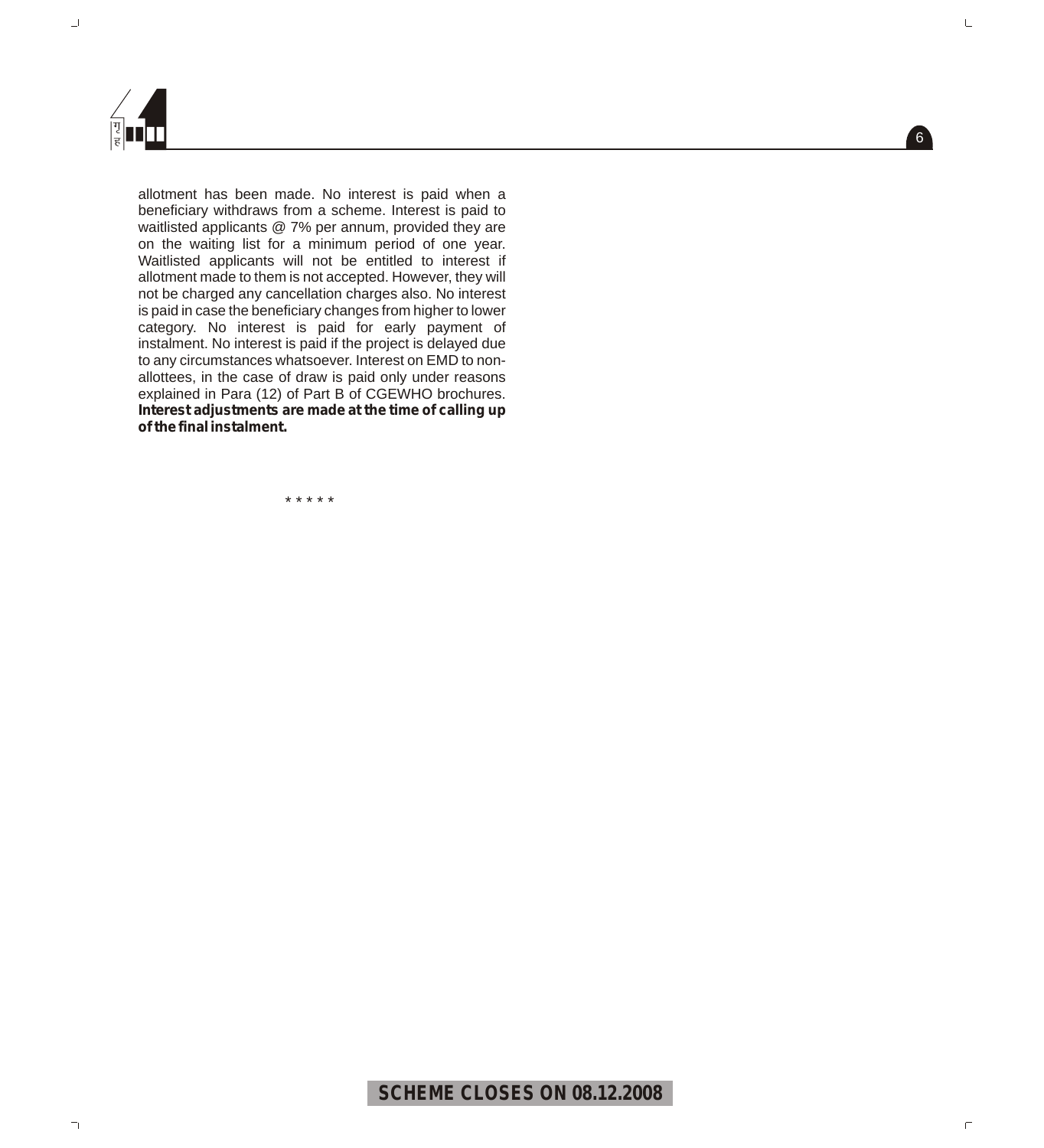allotment has been made. No interest is paid when a beneficiary withdraws from a scheme. Interest is paid to waitlisted applicants @ 7% per annum, provided they are on the waiting list for a minimum period of one year. Waitlisted applicants will not be entitled to interest if allotment made to them is not accepted. However, they will not be charged any cancellation charges also. No interest is paid in case the beneficiary changes from higher to lower category. No interest is paid for early payment of instalment. No interest is paid if the project is delayed due to any circumstances whatsoever. Interest on EMD to non-allottees, in the case of draw is paid only under reasons explained in Para (12) of Part B of CGEWHO brochures. **Interest adjustments are made at the time of calling up of the final instalment.**

* * * * *

**SCHEME CLOSES ON 08.12.2008**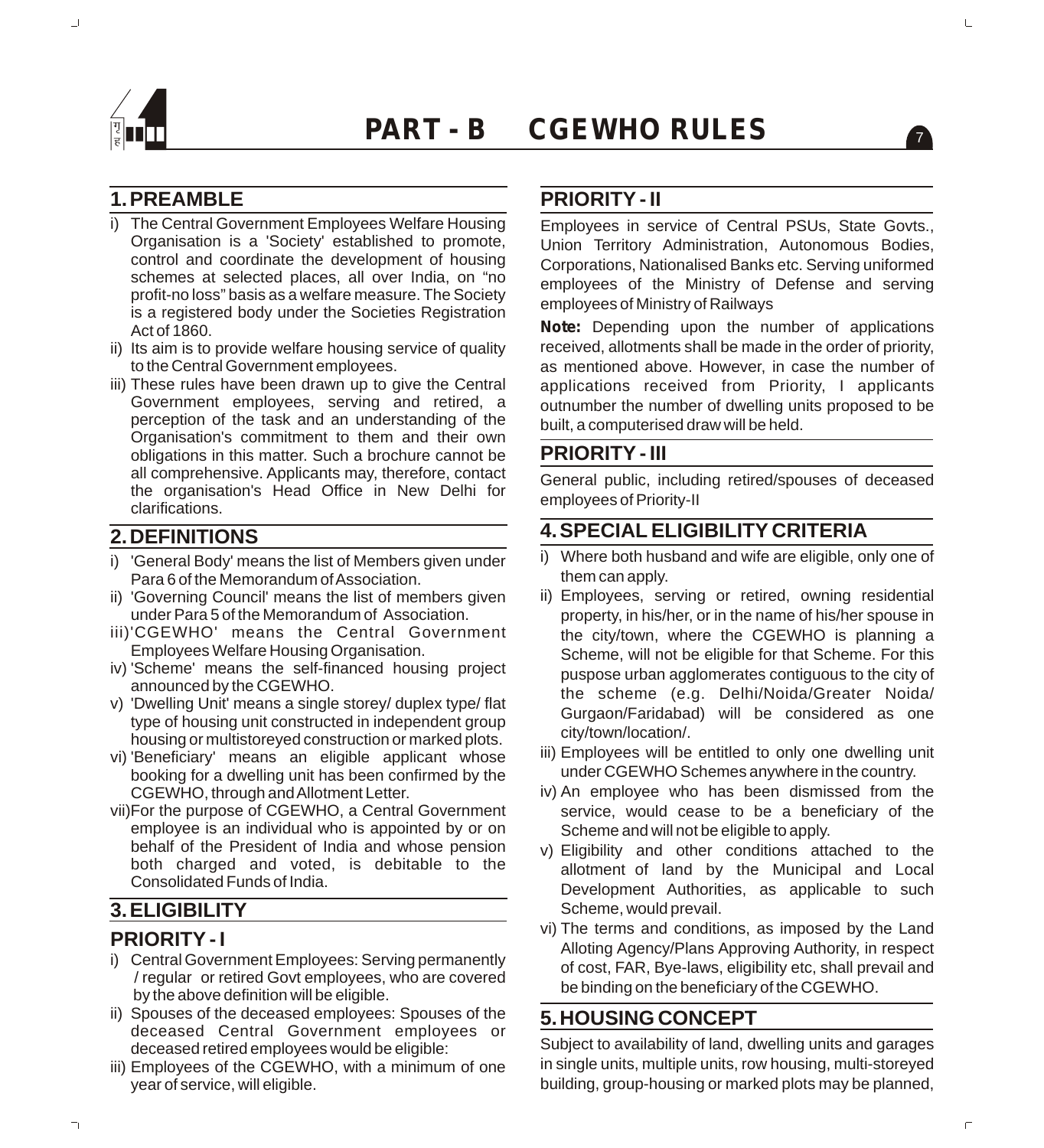# PART - B CGEWHO RULES

## 1. PREAMBLE

i) The Central Government Employees Welfare Housing Organisation is a 'Society' established to promote, control and coordinate the development of housing schemes at selected places, all over India, on "no profit-no loss" basis as a welfare measure. The Society is a registered body under the Societies Registration Act of 1860.

ii) Its aim is to provide welfare housing service of quality to the Central Government employees.

iii) These rules have been drawn up to give the Central Government employees, serving and retired, a perception of the task and an understanding of the Organisation's commitment to them and their own obligations in this matter. Such a brochure cannot be all comprehensive. Applicants may, therefore, contact the organisation's Head Office in New Delhi for clarifications.

## 2. DEFINITIONS

i) 'General Body' means the list of Members given under Para 6 of the Memorandum of Association.

ii) 'Governing Council' means the list of members given under Para 5 of the Memorandum of Association.

iii) 'CGEWHO' means the Central Government Employees Welfare Housing Organisation.

iv) 'Scheme' means the self-financed housing project announced by the CGEWHO.

v) 'Dwelling Unit' means a single storey/ duplex type/ flat type of housing unit constructed in independent group housing or multistoreyed construction or marked plots.

vi) 'Beneficiary' means an eligible applicant whose booking for a dwelling unit has been confirmed by the CGEWHO, through and Allotment Letter.

vii) For the purpose of CGEWHO, a Central Government employee is an individual who is appointed by or on behalf of the President of India and whose pension both charged and voted, is debitable to the Consolidated Funds of India.

## 3. ELIGIBILITY

### PRIORITY - I

i) Central Government Employees: Serving permanently / regular or retired Govt employees, who are covered by the above definition will be eligible.

ii) Spouses of the deceased employees: Spouses of the deceased Central Government employees or deceased retired employees would be eligible:

iii) Employees of the CGEWHO, with a minimum of one year of service, will eligible.

### PRIORITY - II

Employees in service of Central PSUs, State Govts., Union Territory Administration, Autonomous Bodies, Corporations, Nationalised Banks etc. Serving uniformed employees of the Ministry of Defense and serving employees of Ministry of Railways

**Note:** Depending upon the number of applications received, allotments shall be made in the order of priority, as mentioned above. However, in case the number of applications received from Priority, I applicants outnumber the number of dwelling units proposed to be built, a computerised draw will be held.

### PRIORITY - III

General public, including retired/spouses of deceased employees of Priority-II

## 4. SPECIAL ELIGIBILITY CRITERIA

i) Where both husband and wife are eligible, only one of them can apply.

ii) Employees, serving or retired, owning residential property, in his/her, or in the name of his/her spouse in the city/town, where the CGEWHO is planning a Scheme, will not be eligible for that Scheme. For this puspose urban agglomerates contiguous to the city of the scheme (e.g. Delhi/Noida/Greater Noida/ Gurgaon/Faridabad) will be considered as one city/town/location/.

iii) Employees will be entitled to only one dwelling unit under CGEWHO Schemes anywhere in the country.

iv) An employee who has been dismissed from the service, would cease to be a beneficiary of the Scheme and will not be eligible to apply.

v) Eligibility and other conditions attached to the allotment of land by the Municipal and Local Development Authorities, as applicable to such Scheme, would prevail.

vi) The terms and conditions, as imposed by the Land Alloting Agency/Plans Approving Authority, in respect of cost, FAR, Bye-laws, eligibility etc, shall prevail and be binding on the beneficiary of the CGEWHO.

## 5. HOUSING CONCEPT

Subject to availability of land, dwelling units and garages in single units, multiple units, row housing, multi-storeyed building, group-housing or marked plots may be planned,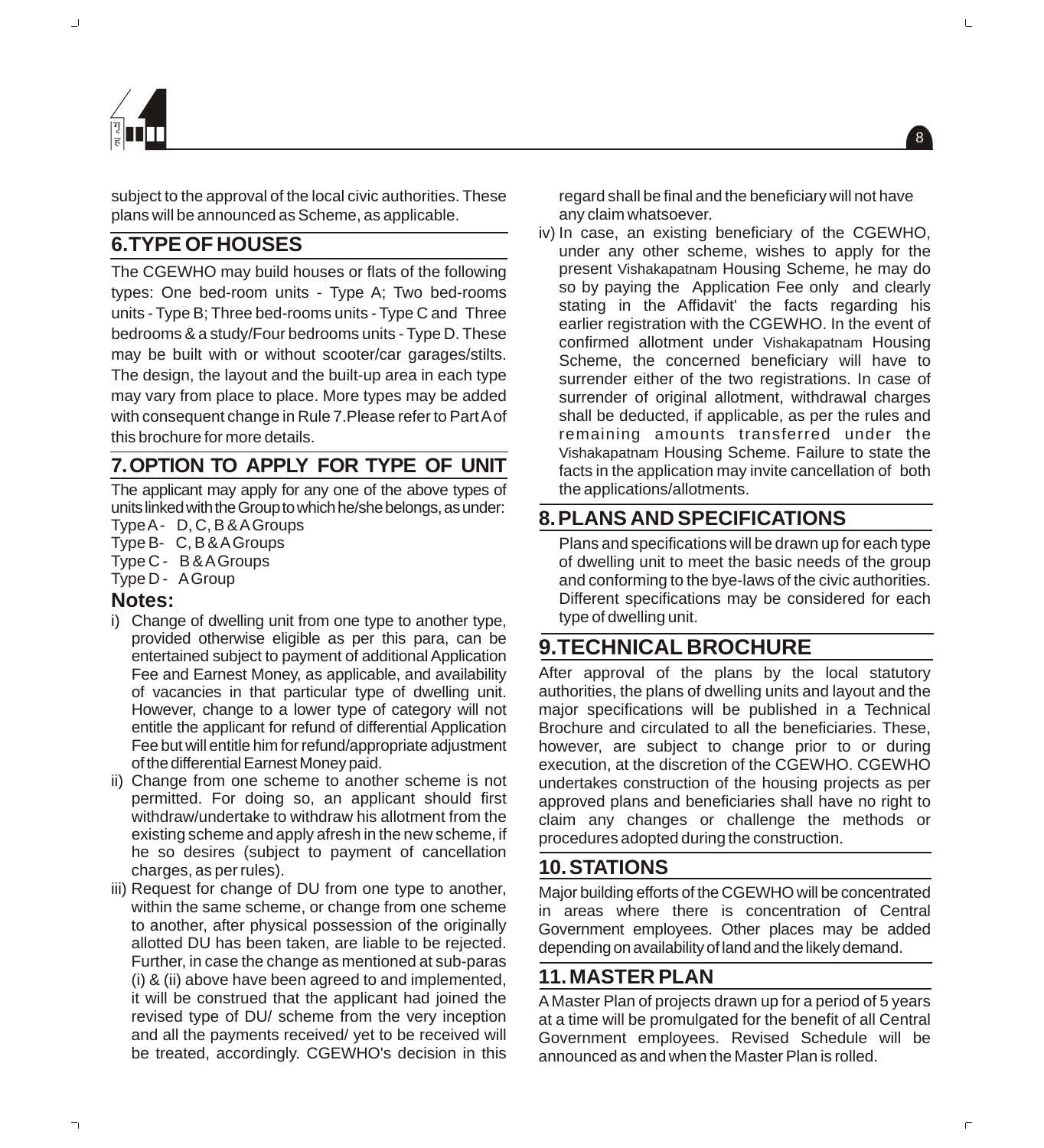subject to the approval of the local civic authorities. These plans will be announced as Scheme, as applicable.

## 6. TYPE OF HOUSES

The CGEWHO may build houses or flats of the following types: One bed-room units - Type A; Two bed-rooms units - Type B; Three bed-rooms units - Type C and Three bedrooms & a study/Four bedrooms units - Type D. These may be built with or without scooter/car garages/stilts. The design, the layout and the built-up area in each type may vary from place to place. More types may be added with consequent change in Rule 7. Please refer to Part A of this brochure for more details.

## 7. OPTION TO APPLY FOR TYPE OF UNIT

The applicant may apply for any one of the above types of units linked with the Group to which he/she belongs, as under:

Type A - D, C, B & A Groups
Type B - C, B & A Groups
Type C - B & A Groups
Type D - A Group

### Notes:

i) Change of dwelling unit from one type to another type, provided otherwise eligible as per this para, can be entertained subject to payment of additional Application Fee and Earnest Money, as applicable, and availability of vacancies in that particular type of dwelling unit. However, change to a lower type of category will not entitle the applicant for refund of differential Application Fee but will entitle him for refund/appropriate adjustment of the differential Earnest Money paid.

ii) Change from one scheme to another scheme is not permitted. For doing so, an applicant should first withdraw/undertake to withdraw his allotment from the existing scheme and apply afresh in the new scheme, if he so desires (subject to payment of cancellation charges, as per rules).

iii) Request for change of DU from one type to another, within the same scheme, or change from one scheme to another, after physical possession of the originally allotted DU has been taken, are liable to be rejected. Further, in case the change as mentioned at sub-paras (i) & (ii) above have been agreed to and implemented, it will be construed that the applicant had joined the revised type of DU/ scheme from the very inception and all the payments received/ yet to be received will be treated, accordingly. CGEWHO's decision in this regard shall be final and the beneficiary will not have any claim whatsoever.

iv) In case, an existing beneficiary of the CGEWHO, under any other scheme, wishes to apply for the present Vishakapatnam Housing Scheme, he may do so by paying the Application Fee only and clearly stating in the Affidavit' the facts regarding his earlier registration with the CGEWHO. In the event of confirmed allotment under Vishakapatnam Housing Scheme, the concerned beneficiary will have to surrender either of the two registrations. In case of surrender of original allotment, withdrawal charges shall be deducted, if applicable, as per the rules and remaining amounts transferred under the Vishakapatnam Housing Scheme. Failure to state the facts in the application may invite cancellation of both the applications/allotments.

## 8. PLANS AND SPECIFICATIONS

Plans and specifications will be drawn up for each type of dwelling unit to meet the basic needs of the group and conforming to the bye-laws of the civic authorities. Different specifications may be considered for each type of dwelling unit.

## 9. TECHNICAL BROCHURE

After approval of the plans by the local statutory authorities, the plans of dwelling units and layout and the major specifications will be published in a Technical Brochure and circulated to all the beneficiaries. These, however, are subject to change prior to or during execution, at the discretion of the CGEWHO. CGEWHO undertakes construction of the housing projects as per approved plans and beneficiaries shall have no right to claim any changes or challenge the methods or procedures adopted during the construction.

## 10. STATIONS

Major building efforts of the CGEWHO will be concentrated in areas where there is concentration of Central Government employees. Other places may be added depending on availability of land and the likely demand.

## 11. MASTER PLAN

A Master Plan of projects drawn up for a period of 5 years at a time will be promulgated for the benefit of all Central Government employees. Revised Schedule will be announced as and when the Master Plan is rolled.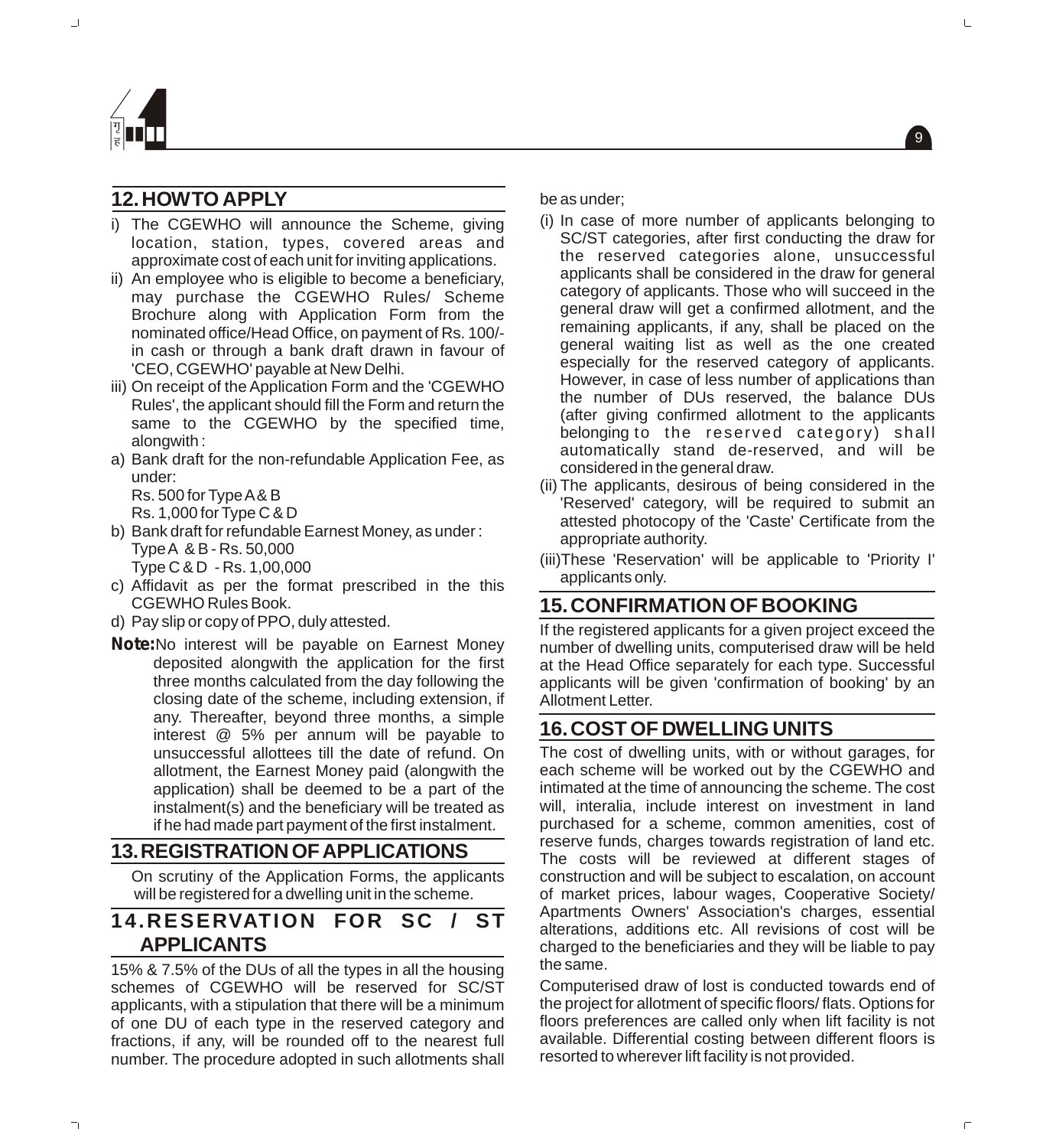## 12. HOW TO APPLY

i) The CGEWHO will announce the Scheme, giving location, station, types, covered areas and approximate cost of each unit for inviting applications.

ii) An employee who is eligible to become a beneficiary, may purchase the CGEWHO Rules/ Scheme Brochure along with Application Form from the nominated office/Head Office, on payment of Rs. 100/- in cash or through a bank draft drawn in favour of 'CEO, CGEWHO' payable at New Delhi.

iii) On receipt of the Application Form and the 'CGEWHO Rules', the applicant should fill the Form and return the same to the CGEWHO by the specified time, alongwith :

a) Bank draft for the non-refundable Application Fee, as under:
Rs. 500 for Type A & B
Rs. 1,000 for Type C & D

b) Bank draft for refundable Earnest Money, as under :
Type A & B - Rs. 50,000
Type C & D - Rs. 1,00,000

c) Affidavit as per the format prescribed in the this CGEWHO Rules Book.

d) Pay slip or copy of PPO, duly attested.

**Note:** No interest will be payable on Earnest Money deposited alongwith the application for the first three months calculated from the day following the closing date of the scheme, including extension, if any. Thereafter, beyond three months, a simple interest @ 5% per annum will be payable to unsuccessful allottees till the date of refund. On allotment, the Earnest Money paid (alongwith the application) shall be deemed to be a part of the instalment(s) and the beneficiary will be treated as if he had made part payment of the first instalment.

## 13. REGISTRATION OF APPLICATIONS

On scrutiny of the Application Forms, the applicants will be registered for a dwelling unit in the scheme.

## 14. RESERVATION FOR SC / ST APPLICANTS

15% & 7.5% of the DUs of all the types in all the housing schemes of CGEWHO will be reserved for SC/ST applicants, with a stipulation that there will be a minimum of one DU of each type in the reserved category and fractions, if any, will be rounded off to the nearest full number. The procedure adopted in such allotments shall be as under;

(i) In case of more number of applicants belonging to SC/ST categories, after first conducting the draw for the reserved categories alone, unsuccessful applicants shall be considered in the draw for general category of applicants. Those who will succeed in the general draw will get a confirmed allotment, and the remaining applicants, if any, shall be placed on the general waiting list as well as the one created especially for the reserved category of applicants. However, in case of less number of applications than the number of DUs reserved, the balance DUs (after giving confirmed allotment to the applicants belonging to the reserved category) shall automatically stand de-reserved, and will be considered in the general draw.

(ii) The applicants, desirous of being considered in the 'Reserved' category, will be required to submit an attested photocopy of the 'Caste' Certificate from the appropriate authority.

(iii) These 'Reservation' will be applicable to 'Priority I' applicants only.

## 15. CONFIRMATION OF BOOKING

If the registered applicants for a given project exceed the number of dwelling units, computerised draw will be held at the Head Office separately for each type. Successful applicants will be given 'confirmation of booking' by an Allotment Letter.

## 16. COST OF DWELLING UNITS

The cost of dwelling units, with or without garages, for each scheme will be worked out by the CGEWHO and intimated at the time of announcing the scheme. The cost will, interalia, include interest on investment in land purchased for a scheme, common amenities, cost of reserve funds, charges towards registration of land etc. The costs will be reviewed at different stages of construction and will be subject to escalation, on account of market prices, labour wages, Cooperative Society/ Apartments Owners' Association's charges, essential alterations, additions etc. All revisions of cost will be charged to the beneficiaries and they will be liable to pay the same.

Computerised draw of lost is conducted towards end of the project for allotment of specific floors/ flats. Options for floors preferences are called only when lift facility is not available. Differential costing between different floors is resorted to wherever lift facility is not provided.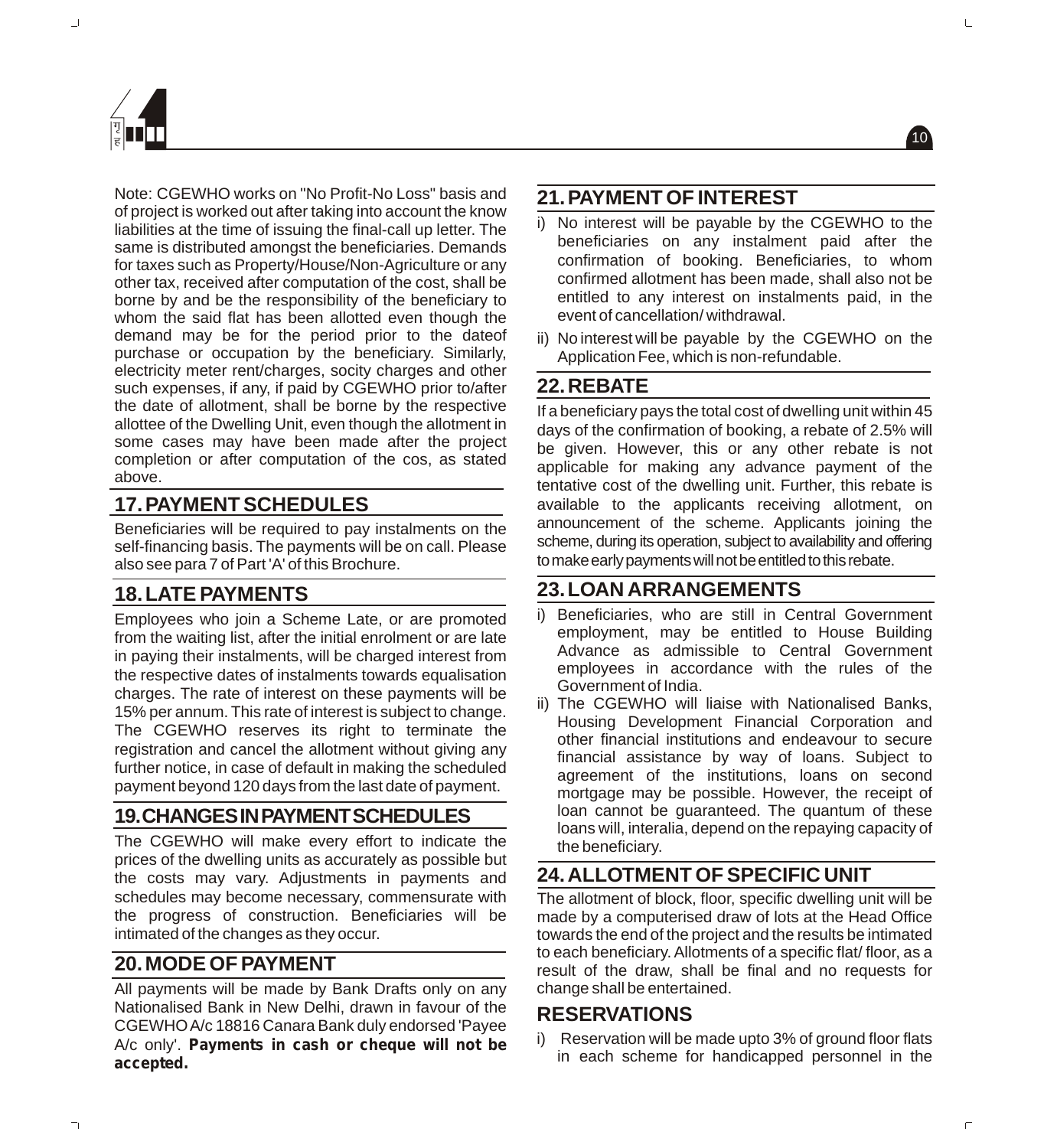Note: CGEWHO works on "No Profit-No Loss" basis and of project is worked out after taking into account the know liabilities at the time of issuing the final-call up letter. The same is distributed amongst the beneficiaries. Demands for taxes such as Property/House/Non-Agriculture or any other tax, received after computation of the cost, shall be borne by and be the responsibility of the beneficiary to whom the said flat has been allotted even though the demand may be for the period prior to the dateof purchase or occupation by the beneficiary. Similarly, electricity meter rent/charges, socity charges and other such expenses, if any, if paid by CGEWHO prior to/after the date of allotment, shall be borne by the respective allottee of the Dwelling Unit, even though the allotment in some cases may have been made after the project completion or after computation of the cos, as stated above.

## 17. PAYMENT SCHEDULES

Beneficiaries will be required to pay instalments on the self-financing basis. The payments will be on call. Please also see para 7 of Part 'A' of this Brochure.

## 18. LATE PAYMENTS

Employees who join a Scheme Late, or are promoted from the waiting list, after the initial enrolment or are late in paying their instalments, will be charged interest from the respective dates of instalments towards equalisation charges. The rate of interest on these payments will be 15% per annum. This rate of interest is subject to change. The CGEWHO reserves its right to terminate the registration and cancel the allotment without giving any further notice, in case of default in making the scheduled payment beyond 120 days from the last date of payment.

## 19. CHANGES IN PAYMENT SCHEDULES

The CGEWHO will make every effort to indicate the prices of the dwelling units as accurately as possible but the costs may vary. Adjustments in payments and schedules may become necessary, commensurate with the progress of construction. Beneficiaries will be intimated of the changes as they occur.

## 20. MODE OF PAYMENT

All payments will be made by Bank Drafts only on any Nationalised Bank in New Delhi, drawn in favour of the CGEWHO A/c 18816 Canara Bank duly endorsed 'Payee A/c only'. **Payments in cash or cheque will not be accepted.**

## 21. PAYMENT OF INTEREST

i) No interest will be payable by the CGEWHO to the beneficiaries on any instalment paid after the confirmation of booking. Beneficiaries, to whom confirmed allotment has been made, shall also not be entitled to any interest on instalments paid, in the event of cancellation/ withdrawal.

ii) No interest will be payable by the CGEWHO on the Application Fee, which is non-refundable.

## 22. REBATE

If a beneficiary pays the total cost of dwelling unit within 45 days of the confirmation of booking, a rebate of 2.5% will be given. However, this or any other rebate is not applicable for making any advance payment of the tentative cost of the dwelling unit. Further, this rebate is available to the applicants receiving allotment, on announcement of the scheme. Applicants joining the scheme, during its operation, subject to availability and offering to make early payments will not be entitled to this rebate.

## 23. LOAN ARRANGEMENTS

i) Beneficiaries, who are still in Central Government employment, may be entitled to House Building Advance as admissible to Central Government employees in accordance with the rules of the Government of India.

ii) The CGEWHO will liaise with Nationalised Banks, Housing Development Financial Corporation and other financial institutions and endeavour to secure financial assistance by way of loans. Subject to agreement of the institutions, loans on second mortgage may be possible. However, the receipt of loan cannot be guaranteed. The quantum of these loans will, interalia, depend on the repaying capacity of the beneficiary.

## 24. ALLOTMENT OF SPECIFIC UNIT

The allotment of block, floor, specific dwelling unit will be made by a computerised draw of lots at the Head Office towards the end of the project and the results be intimated to each beneficiary. Allotments of a specific flat/ floor, as a result of the draw, shall be final and no requests for change shall be entertained.

## RESERVATIONS

i) Reservation will be made upto 3% of ground floor flats in each scheme for handicapped personnel in the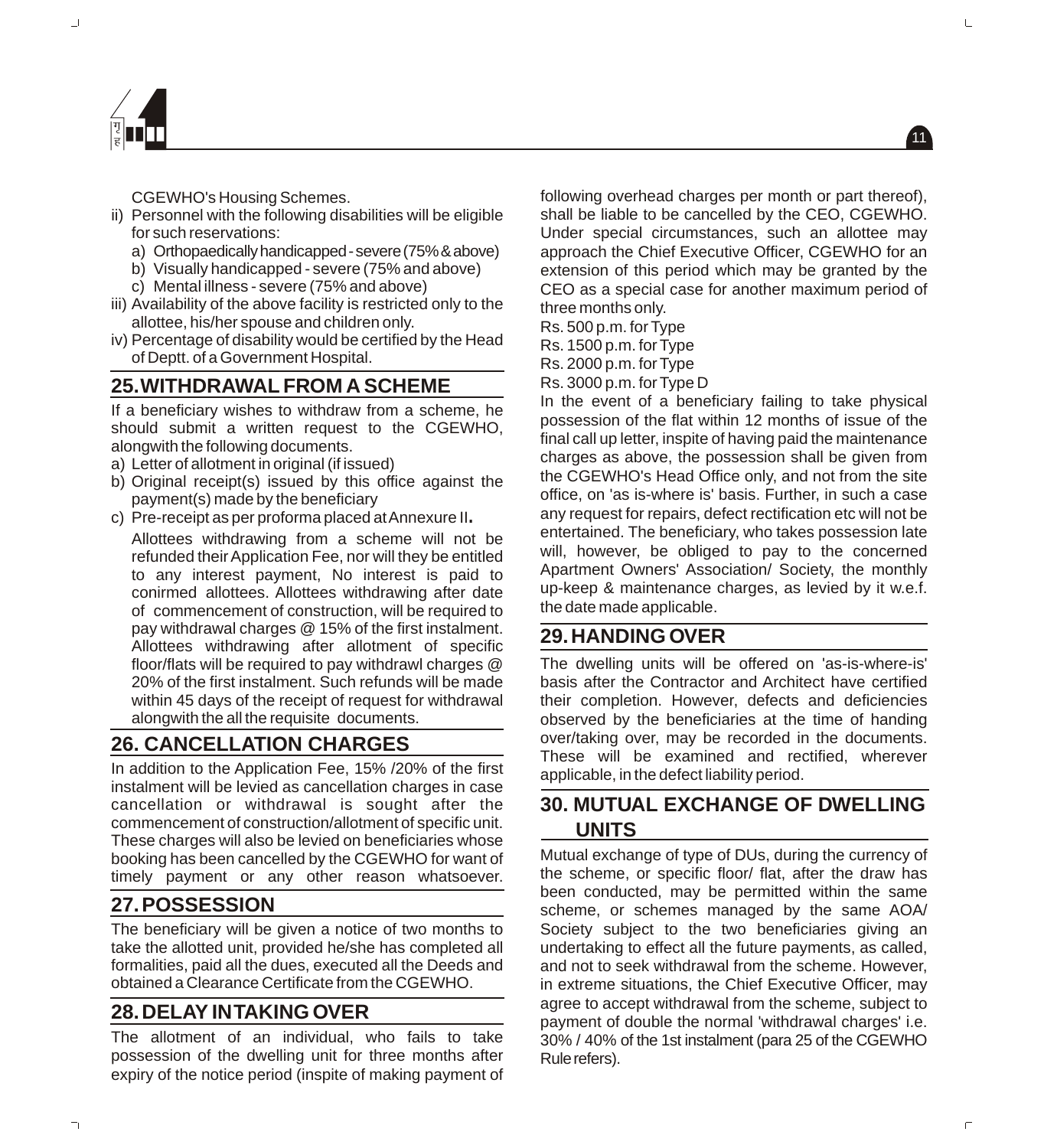CGEWHO's Housing Schemes.

ii) Personnel with the following disabilities will be eligible for such reservations:
   a) Orthopaedically handicapped - severe (75% & above)
   b) Visually handicapped - severe (75% and above)
   c) Mental illness - severe (75% and above)

iii) Availability of the above facility is restricted only to the allottee, his/her spouse and children only.

iv) Percentage of disability would be certified by the Head of Deptt. of a Government Hospital.

## 25. WITHDRAWAL FROM A SCHEME

If a beneficiary wishes to withdraw from a scheme, he should submit a written request to the CGEWHO, alongwith the following documents.

a) Letter of allotment in original (if issued)
b) Original receipt(s) issued by this office against the payment(s) made by the beneficiary
c) Pre-receipt as per proforma placed at Annexure II**.**

Allottees withdrawing from a scheme will not be refunded their Application Fee, nor will they be entitled to any interest payment, No interest is paid to conirmed allottees. Allottees withdrawing after date of commencement of construction, will be required to pay withdrawal charges @ 15% of the first instalment. Allottees withdrawing after allotment of specific floor/flats will be required to pay withdrawl charges @ 20% of the first instalment. Such refunds will be made within 45 days of the receipt of request for withdrawal alongwith the all the requisite documents.

## 26. CANCELLATION CHARGES

In addition to the Application Fee, 15% /20% of the first instalment will be levied as cancellation charges in case cancellation or withdrawal is sought after the commencement of construction/allotment of specific unit. These charges will also be levied on beneficiaries whose booking has been cancelled by the CGEWHO for want of timely payment or any other reason whatsoever.

## 27. POSSESSION

The beneficiary will be given a notice of two months to take the allotted unit, provided he/she has completed all formalities, paid all the dues, executed all the Deeds and obtained a Clearance Certificate from the CGEWHO.

## 28. DELAY IN TAKING OVER

The allotment of an individual, who fails to take possession of the dwelling unit for three months after expiry of the notice period (inspite of making payment of following overhead charges per month or part thereof), shall be liable to be cancelled by the CEO, CGEWHO. Under special circumstances, such an allottee may approach the Chief Executive Officer, CGEWHO for an extension of this period which may be granted by the CEO as a special case for another maximum period of three months only.

Rs. 500 p.m. for Type
Rs. 1500 p.m. for Type
Rs. 2000 p.m. for Type
Rs. 3000 p.m. for Type D

In the event of a beneficiary failing to take physical possession of the flat within 12 months of issue of the final call up letter, inspite of having paid the maintenance charges as above, the possession shall be given from the CGEWHO's Head Office only, and not from the site office, on 'as is-where is' basis. Further, in such a case any request for repairs, defect rectification etc will not be entertained. The beneficiary, who takes possession late will, however, be obliged to pay to the concerned Apartment Owners' Association/ Society, the monthly up-keep & maintenance charges, as levied by it w.e.f. the date made applicable.

## 29. HANDING OVER

The dwelling units will be offered on 'as-is-where-is' basis after the Contractor and Architect have certified their completion. However, defects and deficiencies observed by the beneficiaries at the time of handing over/taking over, may be recorded in the documents. These will be examined and rectified, wherever applicable, in the defect liability period.

## 30. MUTUAL EXCHANGE OF DWELLING UNITS

Mutual exchange of type of DUs, during the currency of the scheme, or specific floor/ flat, after the draw has been conducted, may be permitted within the same scheme, or schemes managed by the same AOA/ Society subject to the two beneficiaries giving an undertaking to effect all the future payments, as called, and not to seek withdrawal from the scheme. However, in extreme situations, the Chief Executive Officer, may agree to accept withdrawal from the scheme, subject to payment of double the normal 'withdrawal charges' i.e. 30% / 40% of the 1st instalment (para 25 of the CGEWHO Rule refers).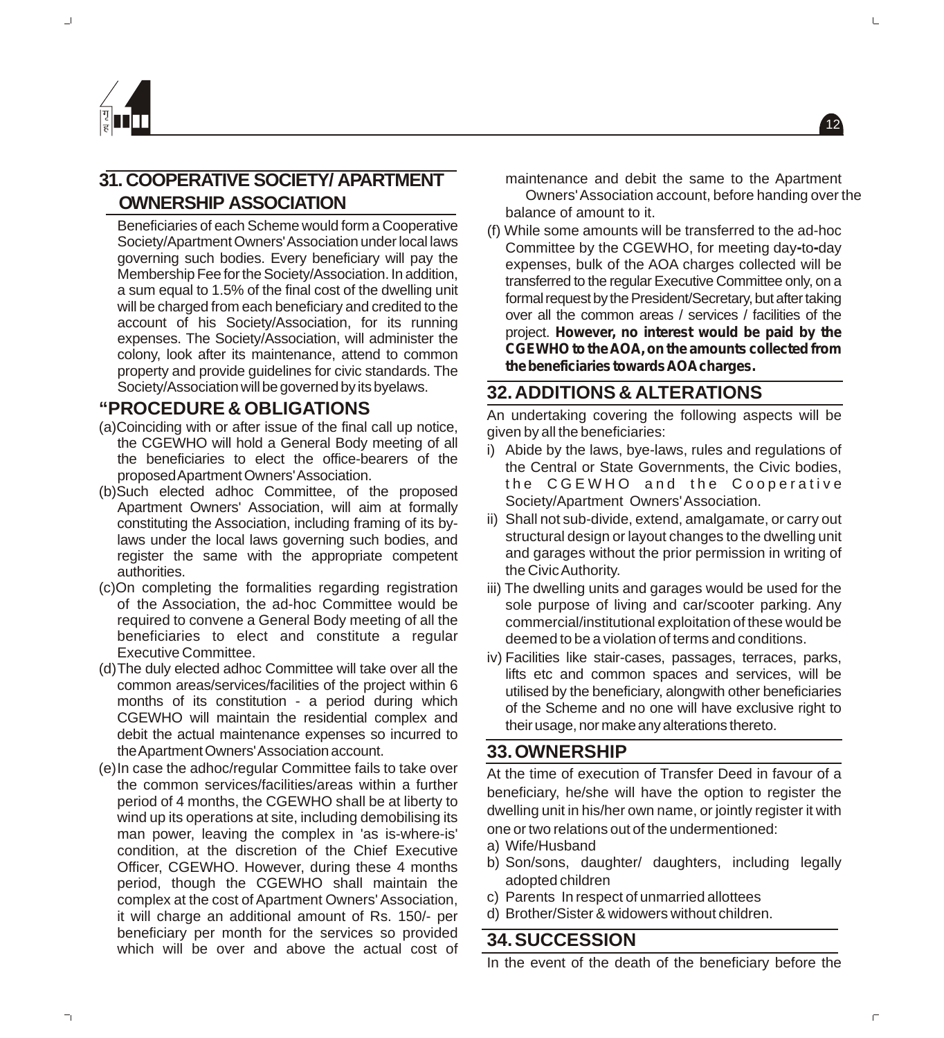## 31. COOPERATIVE SOCIETY/ APARTMENT OWNERSHIP ASSOCIATION

Beneficiaries of each Scheme would form a Cooperative Society/Apartment Owners' Association under local laws governing such bodies. Every beneficiary will pay the Membership Fee for the Society/Association. In addition, a sum equal to 1.5% of the final cost of the dwelling unit will be charged from each beneficiary and credited to the account of his Society/Association, for its running expenses. The Society/Association, will administer the colony, look after its maintenance, attend to common property and provide guidelines for civic standards. The Society/Association will be governed by its byelaws.

### "PROCEDURE & OBLIGATIONS

(a) Coinciding with or after issue of the final call up notice, the CGEWHO will hold a General Body meeting of all the beneficiaries to elect the office-bearers of the proposed Apartment Owners' Association.

(b) Such elected adhoc Committee, of the proposed Apartment Owners' Association, will aim at formally constituting the Association, including framing of its by-laws under the local laws governing such bodies, and register the same with the appropriate competent authorities.

(c) On completing the formalities regarding registration of the Association, the ad-hoc Committee would be required to convene a General Body meeting of all the beneficiaries to elect and constitute a regular Executive Committee.

(d) The duly elected adhoc Committee will take over all the common areas/services/facilities of the project within 6 months of its constitution - a period during which CGEWHO will maintain the residential complex and debit the actual maintenance expenses so incurred to the Apartment Owners' Association account.

(e) In case the adhoc/regular Committee fails to take over the common services/facilities/areas within a further period of 4 months, the CGEWHO shall be at liberty to wind up its operations at site, including demobilising its man power, leaving the complex in 'as is-where-is' condition, at the discretion of the Chief Executive Officer, CGEWHO. However, during these 4 months period, though the CGEWHO shall maintain the complex at the cost of Apartment Owners' Association, it will charge an additional amount of Rs. 150/- per beneficiary per month for the services so provided which will be over and above the actual cost of maintenance and debit the same to the Apartment Owners' Association account, before handing over the balance of amount to it.

(f) While some amounts will be transferred to the ad-hoc Committee by the CGEWHO, for meeting day-to-day expenses, bulk of the AOA charges collected will be transferred to the regular Executive Committee only, on a formal request by the President/Secretary, but after taking over all the common areas / services / facilities of the project. **However, no interest would be paid by the CGEWHO to the AOA, on the amounts collected from the beneficiaries towards AOA charges.**

## 32. ADDITIONS & ALTERATIONS

An undertaking covering the following aspects will be given by all the beneficiaries:

i) Abide by the laws, bye-laws, rules and regulations of the Central or State Governments, the Civic bodies, the CGEWHO and the Cooperative Society/Apartment Owners' Association.

ii) Shall not sub-divide, extend, amalgamate, or carry out structural design or layout changes to the dwelling unit and garages without the prior permission in writing of the Civic Authority.

iii) The dwelling units and garages would be used for the sole purpose of living and car/scooter parking. Any commercial/institutional exploitation of these would be deemed to be a violation of terms and conditions.

iv) Facilities like stair-cases, passages, terraces, parks, lifts etc and common spaces and services, will be utilised by the beneficiary, alongwith other beneficiaries of the Scheme and no one will have exclusive right to their usage, nor make any alterations thereto.

## 33. OWNERSHIP

At the time of execution of Transfer Deed in favour of a beneficiary, he/she will have the option to register the dwelling unit in his/her own name, or jointly register it with one or two relations out of the undermentioned:

a) Wife/Husband

b) Son/sons, daughter/ daughters, including legally adopted children

c) Parents In respect of unmarried allottees

d) Brother/Sister & widowers without children.

## 34. SUCCESSION

In the event of the death of the beneficiary before the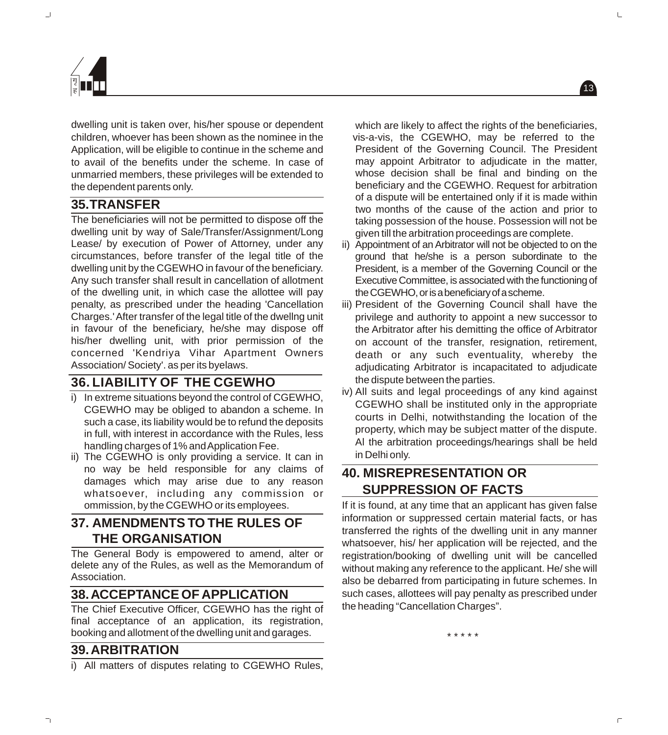dwelling unit is taken over, his/her spouse or dependent children, whoever has been shown as the nominee in the Application, will be eligible to continue in the scheme and to avail of the benefits under the scheme. In case of unmarried members, these privileges will be extended to the dependent parents only.

## 35. TRANSFER

The beneficiaries will not be permitted to dispose off the dwelling unit by way of Sale/Transfer/Assignment/Long Lease/ by execution of Power of Attorney, under any circumstances, before transfer of the legal title of the dwelling unit by the CGEWHO in favour of the beneficiary. Any such transfer shall result in cancellation of allotment of the dwelling unit, in which case the allottee will pay penalty, as prescribed under the heading 'Cancellation Charges.' After transfer of the legal title of the dwellng unit in favour of the beneficiary, he/she may dispose off his/her dwelling unit, with prior permission of the concerned 'Kendriya Vihar Apartment Owners Association/ Society'. as per its byelaws.

## 36. LIABILITY OF THE CGEWHO

i) In extreme situations beyond the control of CGEWHO, CGEWHO may be obliged to abandon a scheme. In such a case, its liability would be to refund the deposits in full, with interest in accordance with the Rules, less handling charges of 1% and Application Fee.

ii) The CGEWHO is only providing a service. It can in no way be held responsible for any claims of damages which may arise due to any reason whatsoever, including any commission or ommission, by the CGEWHO or its employees.

## 37. AMENDMENTS TO THE RULES OF THE ORGANISATION

The General Body is empowered to amend, alter or delete any of the Rules, as well as the Memorandum of Association.

## 38. ACCEPTANCE OF APPLICATION

The Chief Executive Officer, CGEWHO has the right of final acceptance of an application, its registration, booking and allotment of the dwelling unit and garages.

## 39. ARBITRATION

i) All matters of disputes relating to CGEWHO Rules, which are likely to affect the rights of the beneficiaries, vis-a-vis, the CGEWHO, may be referred to the President of the Governing Council. The President may appoint Arbitrator to adjudicate in the matter, whose decision shall be final and binding on the beneficiary and the CGEWHO. Request for arbitration of a dispute will be entertained only if it is made within two months of the cause of the action and prior to taking possession of the house. Possession will not be given till the arbitration proceedings are complete.

ii) Appointment of an Arbitrator will not be objected to on the ground that he/she is a person subordinate to the President, is a member of the Governing Council or the Executive Committee, is associated with the functioning of the CGEWHO, or is a beneficiary of a scheme.

iii) President of the Governing Council shall have the privilege and authority to appoint a new successor to the Arbitrator after his demitting the office of Arbitrator on account of the transfer, resignation, retirement, death or any such eventuality, whereby the adjudicating Arbitrator is incapacitated to adjudicate the dispute between the parties.

iv) All suits and legal proceedings of any kind against CGEWHO shall be instituted only in the appropriate courts in Delhi, notwithstanding the location of the property, which may be subject matter of the dispute. Al the arbitration proceedings/hearings shall be held in Delhi only.

## 40. MISREPRESENTATION OR SUPPRESSION OF FACTS

If it is found, at any time that an applicant has given false information or suppressed certain material facts, or has transferred the rights of the dwelling unit in any manner whatsoever, his/ her application will be rejected, and the registration/booking of dwelling unit will be cancelled without making any reference to the applicant. He/ she will also be debarred from participating in future schemes. In such cases, allottees will pay penalty as prescribed under the heading "Cancellation Charges".

\* \* \* \* \*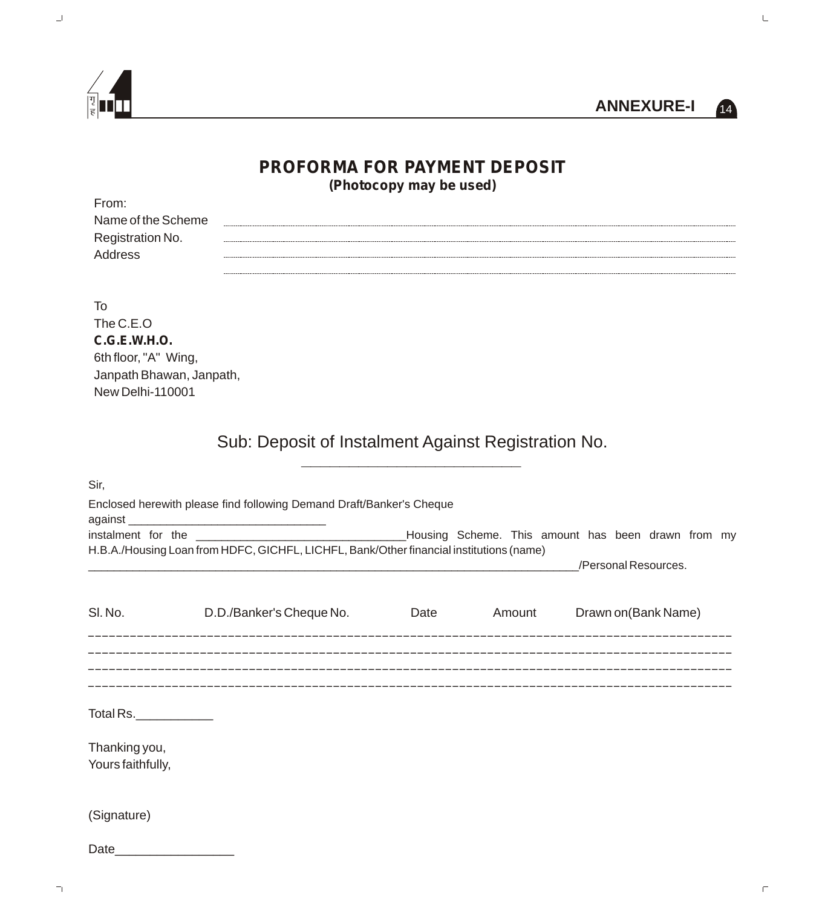**ANNEXURE-I**

# PROFORMA FOR PAYMENT DEPOSIT

**(Photocopy may be used)**

From:

Name of the Scheme ..............................................................................................

Registration No. ..............................................................................................

Address ..............................................................................................

..............................................................................................

To

The C.E.O

**C.G.E.W.H.O.**

6th floor, "A" Wing,

Janpath Bhawan, Janpath,

New Delhi-110001

## Sub: Deposit of Instalment Against Registration No.

______________________________

Sir,

Enclosed herewith please find following Demand Draft/Banker's Cheque against ______________________________ instalment for the ________________________________Housing Scheme. This amount has been drawn from my H.B.A./Housing Loan from HDFC, GICHFL, LICHFL, Bank/Other financial institutions (name) ___________________________________________________________________________/Personal Resources.

| Sl. No. | D.D./Banker's Cheque No. | Date | Amount | Drawn on(Bank Name) |
|---|---|---|---|---|
| | | | | |
| | | | | |
| | | | | |
| | | | | |

Total Rs.___________

Thanking you,

Yours faithfully,

(Signature)

Date_________________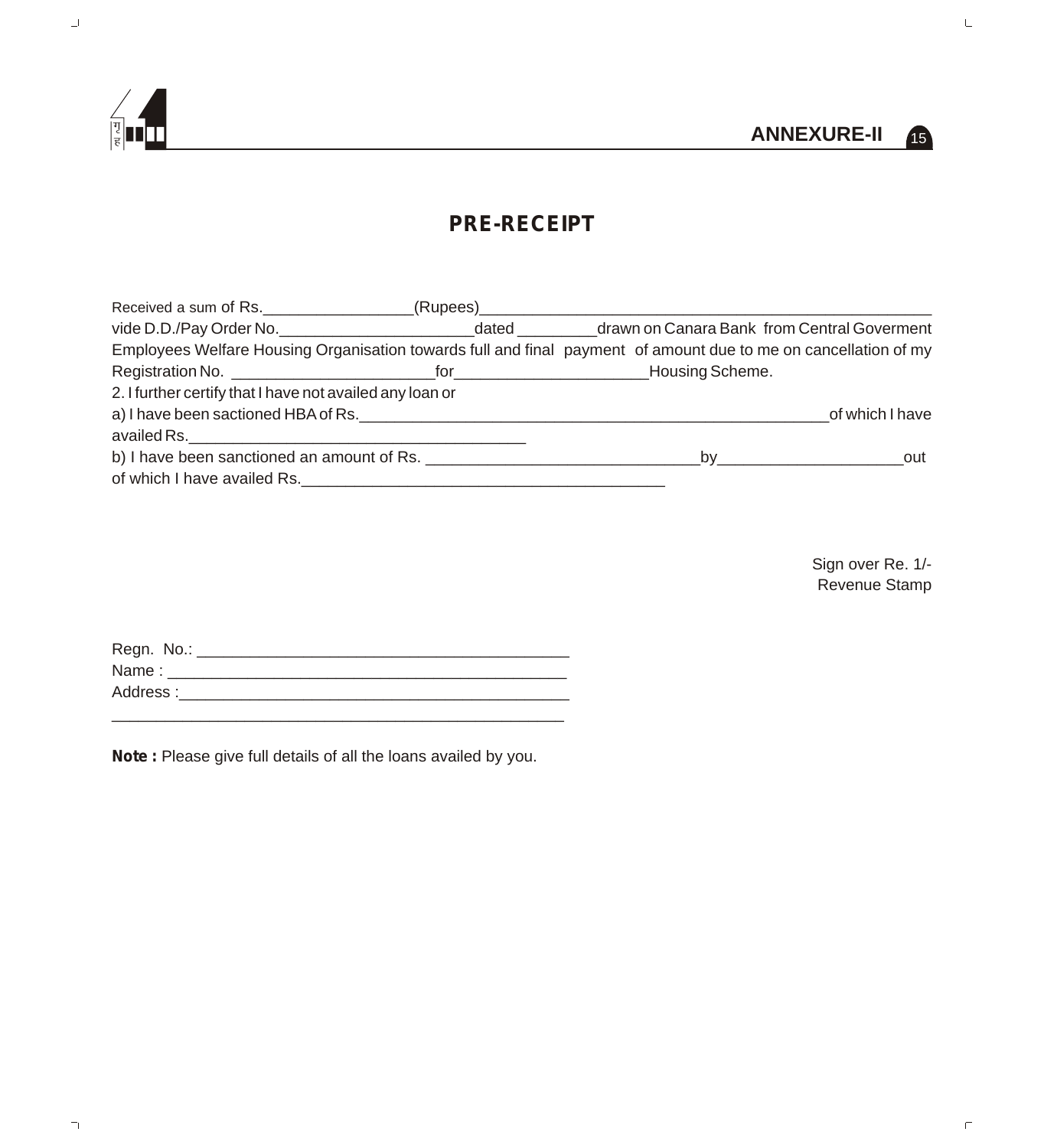ANNEXURE-II

# PRE-RECEIPT

Received a sum of Rs.__________________(Rupees)______________________________________________________ vide D.D./Pay Order No.________________________dated __________drawn on Canara Bank from Central Goverment Employees Welfare Housing Organisation towards full and final payment of amount due to me on cancellation of my Registration No. ________________________for_______________________Housing Scheme.

2. I further certify that I have not availed any loan or

a) I have been sactioned HBA of Rs.________________________________________________________of which I have availed Rs.________________________________________

b) I have been sanctioned an amount of Rs. ________________________________by_____________________out of which I have availed Rs.___________________________________________

Sign over Re. 1/-
Revenue Stamp

Regn. No.: ____________________________________________

Name : _______________________________________________

Address :______________________________________________

______________________________________________________

**Note :** Please give full details of all the loans availed by you.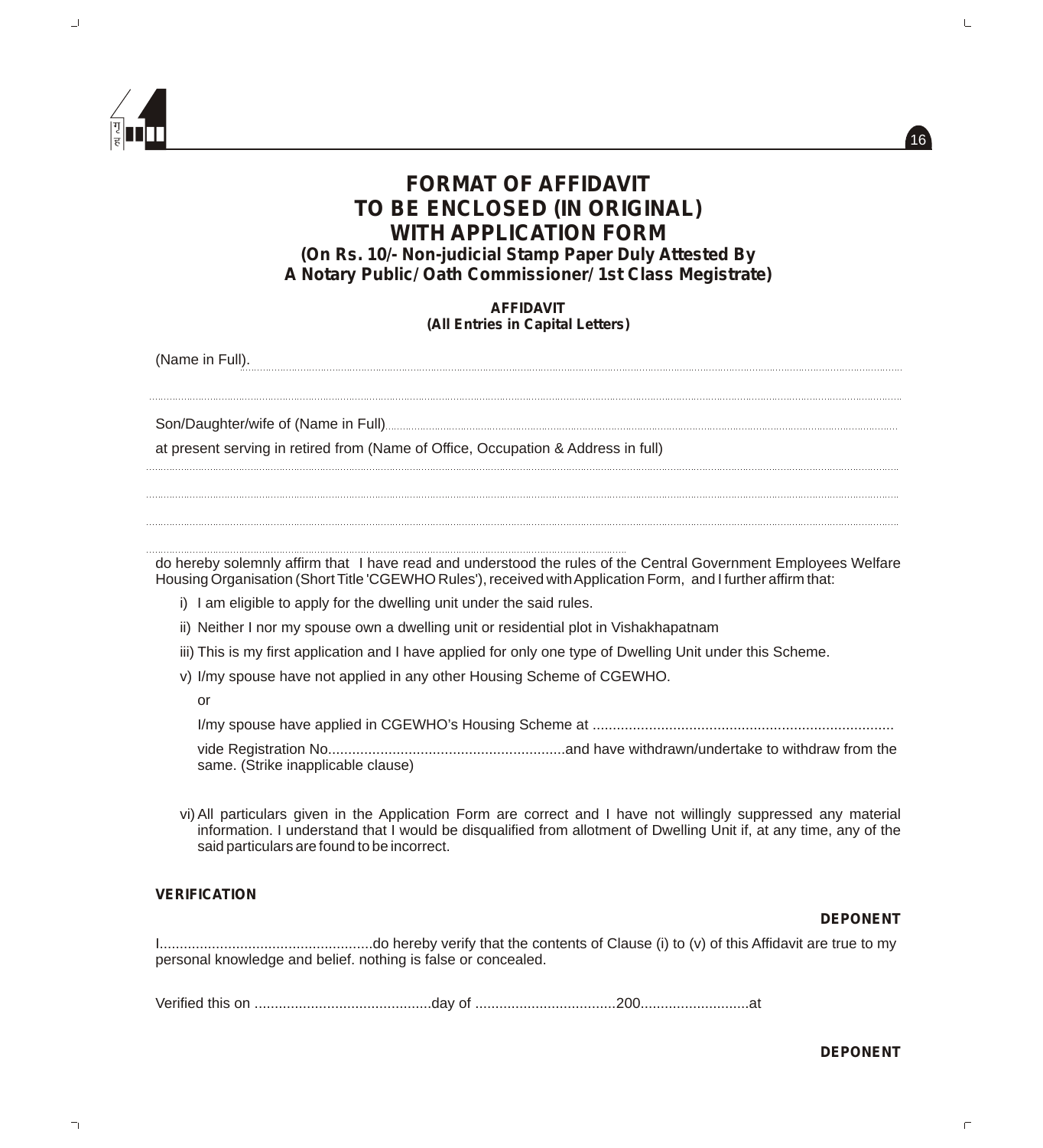# FORMAT OF AFFIDAVIT
# TO BE ENCLOSED (IN ORIGINAL)
# WITH APPLICATION FORM

**(On Rs. 10/- Non-judicial Stamp Paper Duly Attested By A Notary Public/Oath Commissioner/1st Class Megistrate)**

**AFFIDAVIT**
**(All Entries in Capital Letters)**

(Name in Full)..........................................................................................................................................

...............................................................................................................................................................

Son/Daughter/wife of (Name in Full).....................................................................................................

at present serving in retired from (Name of Office, Occupation & Address in full)

...............................................................................................................................................................

...............................................................................................................................................................

...............................................................................................................................................................

...............................................................................................

do hereby solemnly affirm that I have read and understood the rules of the Central Government Employees Welfare Housing Organisation (Short Title 'CGEWHO Rules'), received with Application Form, and I further affirm that:

i) I am eligible to apply for the dwelling unit under the said rules.

ii) Neither I nor my spouse own a dwelling unit or residential plot in Vishakhapatnam

iii) This is my first application and I have applied for only one type of Dwelling Unit under this Scheme.

v) I/my spouse have not applied in any other Housing Scheme of CGEWHO.

or

I/my spouse have applied in CGEWHO's Housing Scheme at ..........................................................................

vide Registration No...........................................................and have withdrawn/undertake to withdraw from the same. (Strike inapplicable clause)

vi) All particulars given in the Application Form are correct and I have not willingly suppressed any material information. I understand that I would be disqualified from allotment of Dwelling Unit if, at any time, any of the said particulars are found to be incorrect.

**VERIFICATION**

**DEPONENT**

I....................................................do hereby verify that the contents of Clause (i) to (v) of this Affidavit are true to my personal knowledge and belief. nothing is false or concealed.

Verified this on ...........................................day of ..................................200..........................at

**DEPONENT**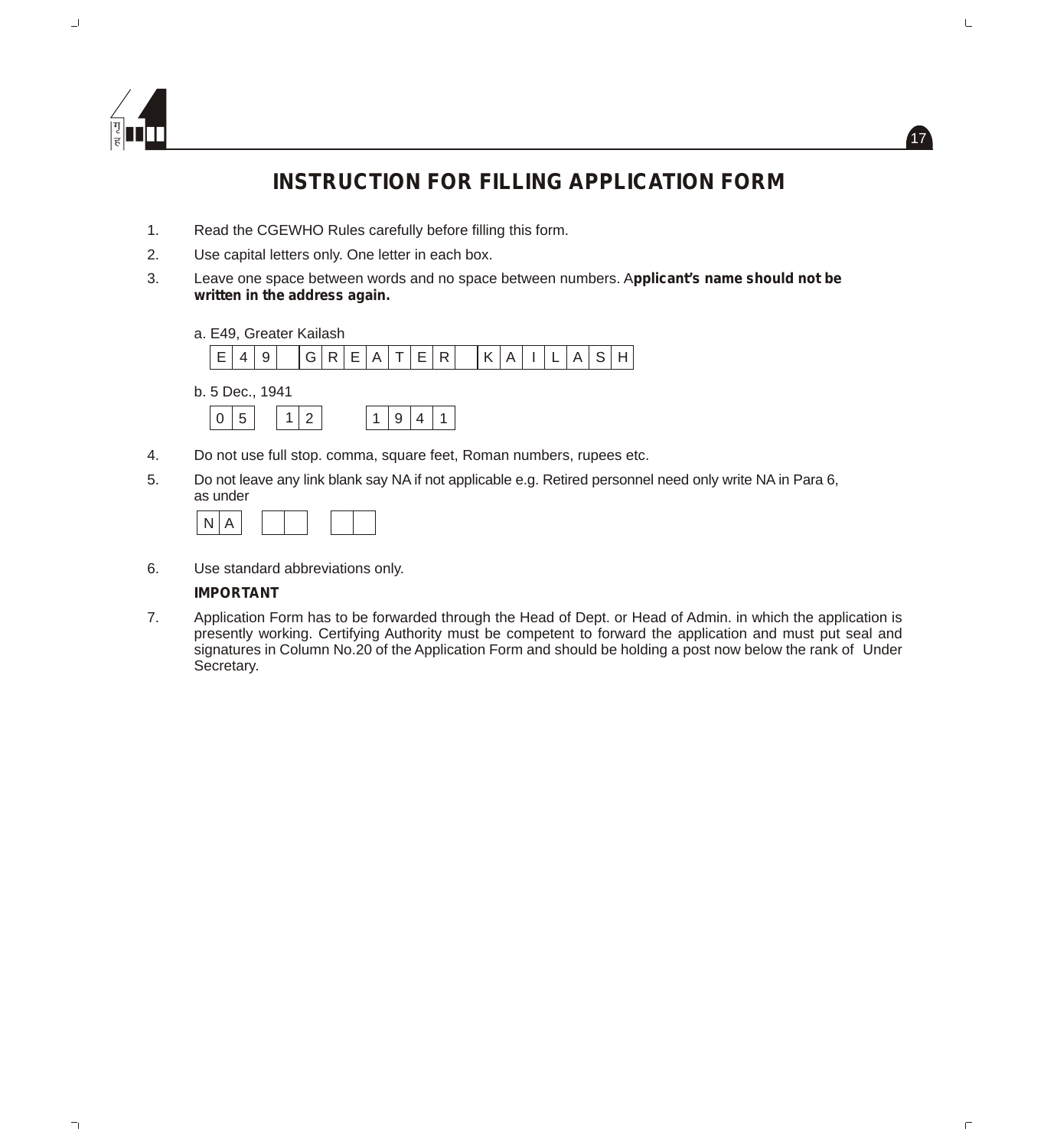# INSTRUCTION FOR FILLING APPLICATION FORM

1. Read the CGEWHO Rules carefully before filling this form.
2. Use capital letters only. One letter in each box.
3. Leave one space between words and no space between numbers. A**pplicant's name should not be written in the address again.**

   a. E49, Greater Kailash

   | E | 4 | 9 | | G | R | E | A | T | E | R | | K | A | I | L | A | S | H |
   |---|---|---|---|---|---|---|---|---|---|---|---|---|---|---|---|---|---|---|

   b. 5 Dec., 1941

   | 0 | 5 | | 1 | 2 | | 1 | 9 | 4 | 1 |
   |---|---|---|---|---|---|---|---|---|---|

4. Do not use full stop. comma, square feet, Roman numbers, rupees etc.
5. Do not leave any link blank say NA if not applicable e.g. Retired personnel need only write NA in Para 6, as under

   | N | A | | | | | | |
   |---|---|---|---|---|---|---|---|

6. Use standard abbreviations only.

**IMPORTANT**

7. Application Form has to be forwarded through the Head of Dept. or Head of Admin. in which the application is presently working. Certifying Authority must be competent to forward the application and must put seal and signatures in Column No.20 of the Application Form and should be holding a post now below the rank of Under Secretary.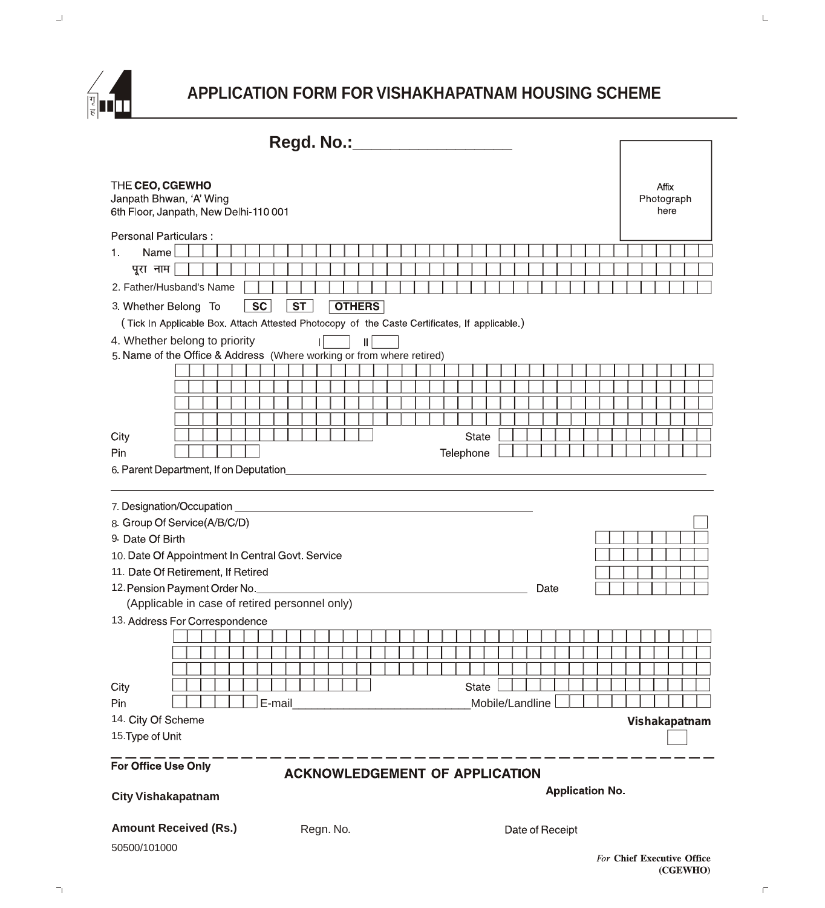# APPLICATION FORM FOR VISHAKHAPATNAM HOUSING SCHEME

**Regd. No.:**___________________

Affix Photograph here

THE **CEO, CGEWHO**
Janpath Bhwan, 'A' Wing
6th Floor, Janpath, New Delhi-110 001

Personal Particulars :

1. Name
   पूरा नाम
2. Father/Husband's Name
3. Whether Belong To **SC** **ST** **OTHERS**
   (Tick In Applicable Box. Attach Attested Photocopy of the Caste Certificates, If applicable.)
4. Whether belong to priority I II
5. Name of the Office & Address (Where working or from where retired)

City State
Pin Telephone

6. Parent Department, If on Deputation____________________________________________

7. Designation/Occupation ____________________________________________
8. Group Of Service(A/B/C/D)
9. Date Of Birth
10. Date Of Appointment In Central Govt. Service
11. Date Of Retirement, If Retired
12. Pension Payment Order No.____________________________________________ Date
    (Applicable in case of retired personnel only)
13. Address For Correspondence

City State
Pin E-mail___________________________Mobile/Landline

14. City Of Scheme **Vishakapatnam**
15. Type of Unit

---

**For Office Use Only**

**ACKNOWLEDGEMENT OF APPLICATION**

**City Vishakapatnam** **Application No.**

**Amount Received (Rs.)** Regn. No. Date of Receipt

50500/101000

*For* **Chief Executive Office (CGEWHO)**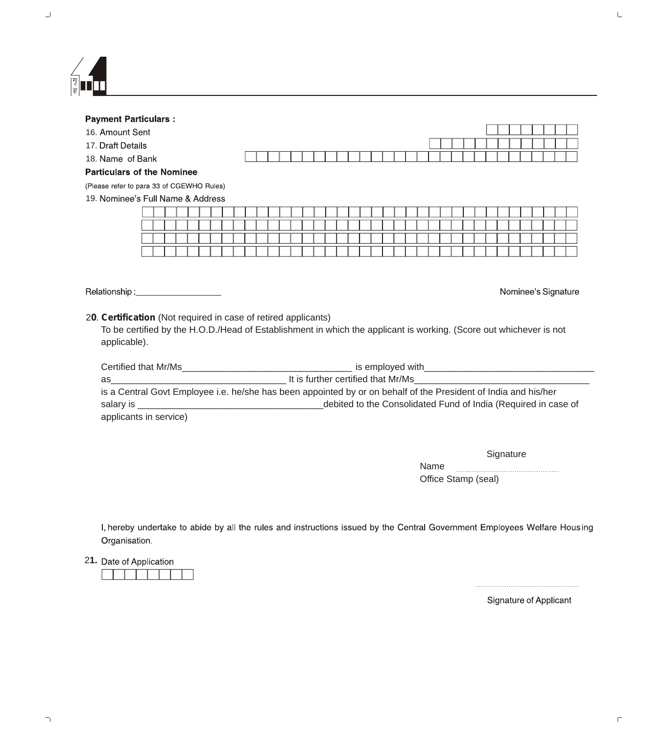**Payment Particulars :**

16. Amount Sent

17. Draft Details

18. Name of Bank

**Particulars of the Nominee**

(Please refer to para 33 of CGEWHO Rules)

19. Nominee's Full Name & Address

Relationship :__________________

Nominee's Signature

20. **Certification** (Not required in case of retired applicants)

To be certified by the H.O.D./Head of Establishment in which the applicant is working. (Score out whichever is not applicable).

Certified that Mr/Ms__________________________________ is employed with__________________________________ as__________________________________ It is further certified that Mr/Ms__________________________________ is a Central Govt Employee i.e. he/she has been appointed by or on behalf of the President of India and his/her salary is ______________________________________debited to the Consolidated Fund of India (Required in case of applicants in service)

Signature

Name ..........................................

Office Stamp (seal)

I, hereby undertake to abide by all the rules and instructions issued by the Central Government Employees Welfare Housing Organisation.

21. Date of Application

..........................................

Signature of Applicant